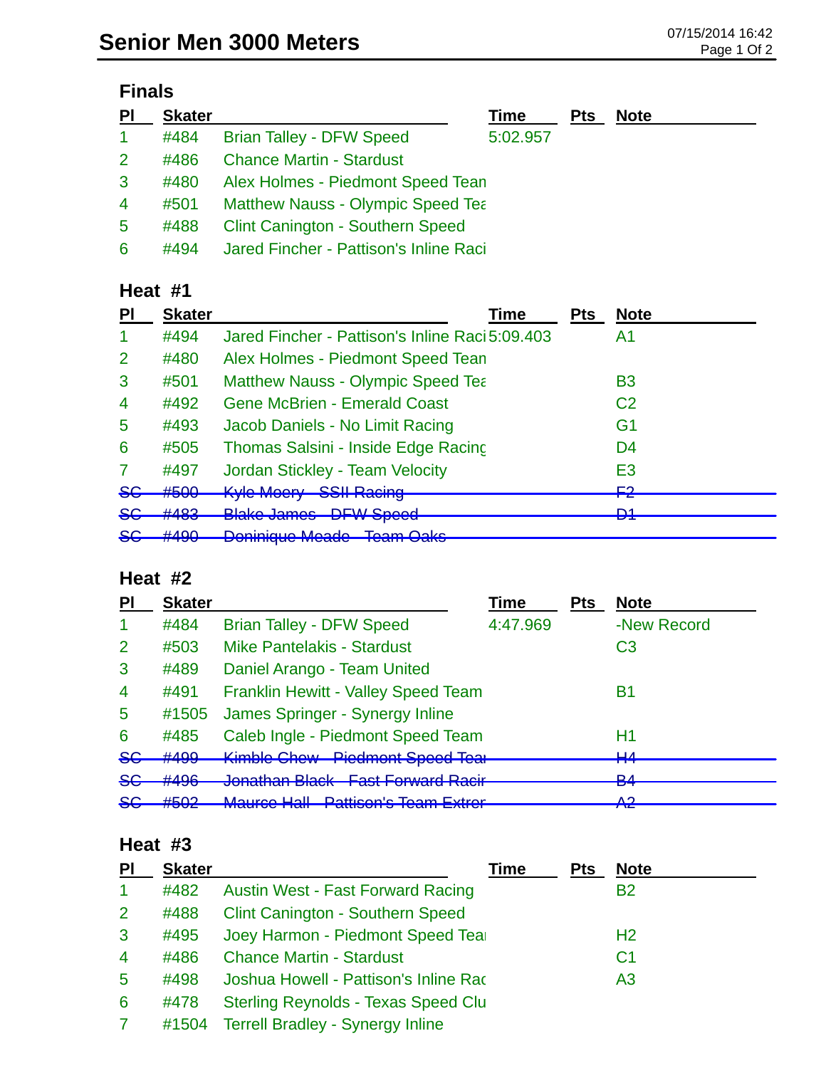# Senior Men 3000 Meters

07/15/2014 16:42

## Finals

| Pl | Skater | | Time | Pts | Note |
|---|---|---|---|---|---|
| 1 | #484 | Brian Talley - DFW Speed | 5:02.957 | | |
| 2 | #486 | Chance Martin - Stardust | | | |
| 3 | #480 | Alex Holmes - Piedmont Speed Tean | | | |
| 4 | #501 | Matthew Nauss - Olympic Speed Tea | | | |
| 5 | #488 | Clint Canington - Southern Speed | | | |
| 6 | #494 | Jared Fincher - Pattison's Inline Raci | | | |

## Heat #1

| Pl | Skater | | Time | Pts | Note |
|---|---|---|---|---|---|
| 1 | #494 | Jared Fincher - Pattison's Inline Raci | 5:09.403 | | A1 |
| 2 | #480 | Alex Holmes - Piedmont Speed Tean | | | |
| 3 | #501 | Matthew Nauss - Olympic Speed Tea | | | B3 |
| 4 | #492 | Gene McBrien - Emerald Coast | | | C2 |
| 5 | #493 | Jacob Daniels - No Limit Racing | | | G1 |
| 6 | #505 | Thomas Salsini - Inside Edge Racing | | | D4 |
| 7 | #497 | Jordan Stickley - Team Velocity | | | E3 |
| ~~SC~~ | ~~#500~~ | ~~Kyle Moery - SSII Racing~~ | | | ~~F2~~ |
| ~~SC~~ | ~~#483~~ | ~~Blake James - DFW Speed~~ | | | ~~D1~~ |
| ~~SC~~ | ~~#490~~ | ~~Doninique Meade - Team Oaks~~ | | | |

## Heat #2

| Pl | Skater | | Time | Pts | Note |
|---|---|---|---|---|---|
| 1 | #484 | Brian Talley - DFW Speed | 4:47.969 | | -New Record |
| 2 | #503 | Mike Pantelakis - Stardust | | | C3 |
| 3 | #489 | Daniel Arango - Team United | | | |
| 4 | #491 | Franklin Hewitt - Valley Speed Team | | | B1 |
| 5 | #1505 | James Springer - Synergy Inline | | | |
| 6 | #485 | Caleb Ingle - Piedmont Speed Team | | | H1 |
| ~~SC~~ | ~~#499~~ | ~~Kimble Chew - Piedmont Speed Tea~~ | | | ~~H4~~ |
| ~~SC~~ | ~~#496~~ | ~~Jonathan Black - Fast Forward Racir~~ | | | ~~B4~~ |
| ~~SC~~ | ~~#502~~ | ~~Maurce Hall - Pattison's Team Extrer~~ | | | ~~A2~~ |

## Heat #3

| Pl | Skater | | Time | Pts | Note |
|---|---|---|---|---|---|
| 1 | #482 | Austin West - Fast Forward Racing | | | B2 |
| 2 | #488 | Clint Canington - Southern Speed | | | |
| 3 | #495 | Joey Harmon - Piedmont Speed Tea | | | H2 |
| 4 | #486 | Chance Martin - Stardust | | | C1 |
| 5 | #498 | Joshua Howell - Pattison's Inline Rac | | | A3 |
| 6 | #478 | Sterling Reynolds - Texas Speed Clu | | | |
| 7 | #1504 | Terrell Bradley - Synergy Inline | | | |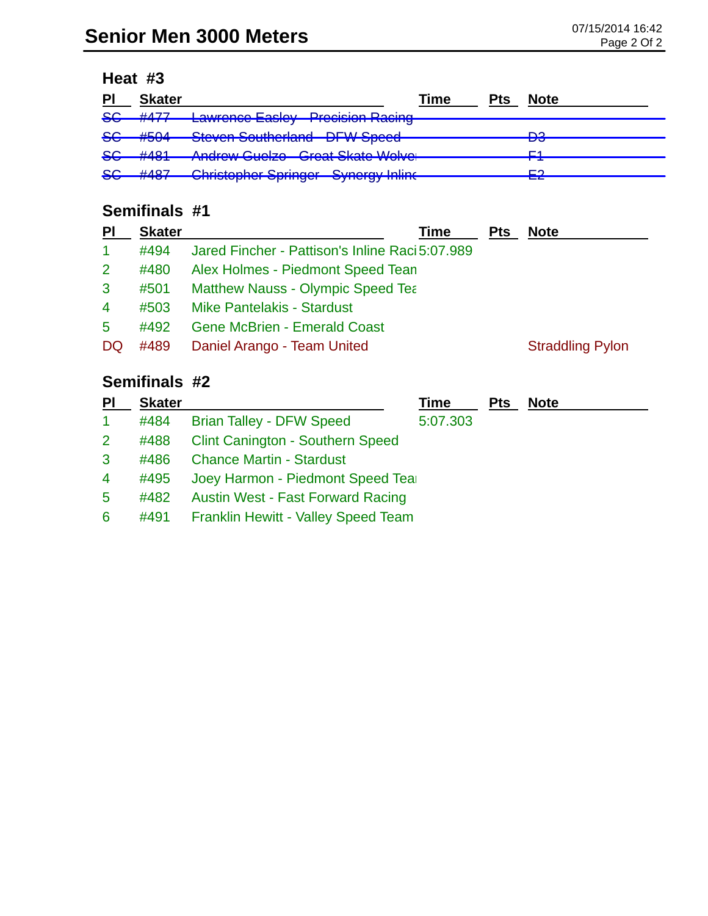# Senior Men 3000 Meters

## Heat #3

| Pl | Skater | | Time | Pts | Note |
|---|---|---|---|---|---|
| ~~SC~~ | ~~#477~~ | ~~Lawrence Easley - Precision Racing~~ | | | |
| ~~SC~~ | ~~#504~~ | ~~Steven Southerland - DFW Speed~~ | | | ~~D3~~ |
| ~~SC~~ | ~~#481~~ | ~~Andrew Guelze - Great Skate Wolve~~ | | | ~~F1~~ |
| ~~SC~~ | ~~#487~~ | ~~Christopher Springer - Synergy Inlin~~ | | | ~~E2~~ |

## Semifinals #1

| Pl | Skater | | Time | Pts | Note |
|---|---|---|---|---|---|
| 1 | #494 | Jared Fincher - Pattison's Inline Raci | 5:07.989 | | |
| 2 | #480 | Alex Holmes - Piedmont Speed Tean | | | |
| 3 | #501 | Matthew Nauss - Olympic Speed Tea | | | |
| 4 | #503 | Mike Pantelakis - Stardust | | | |
| 5 | #492 | Gene McBrien - Emerald Coast | | | |
| DQ | #489 | Daniel Arango - Team United | | | Straddling Pylon |

## Semifinals #2

| Pl | Skater | | Time | Pts | Note |
|---|---|---|---|---|---|
| 1 | #484 | Brian Talley - DFW Speed | 5:07.303 | | |
| 2 | #488 | Clint Canington - Southern Speed | | | |
| 3 | #486 | Chance Martin - Stardust | | | |
| 4 | #495 | Joey Harmon - Piedmont Speed Tea | | | |
| 5 | #482 | Austin West - Fast Forward Racing | | | |
| 6 | #491 | Franklin Hewitt - Valley Speed Team | | | |